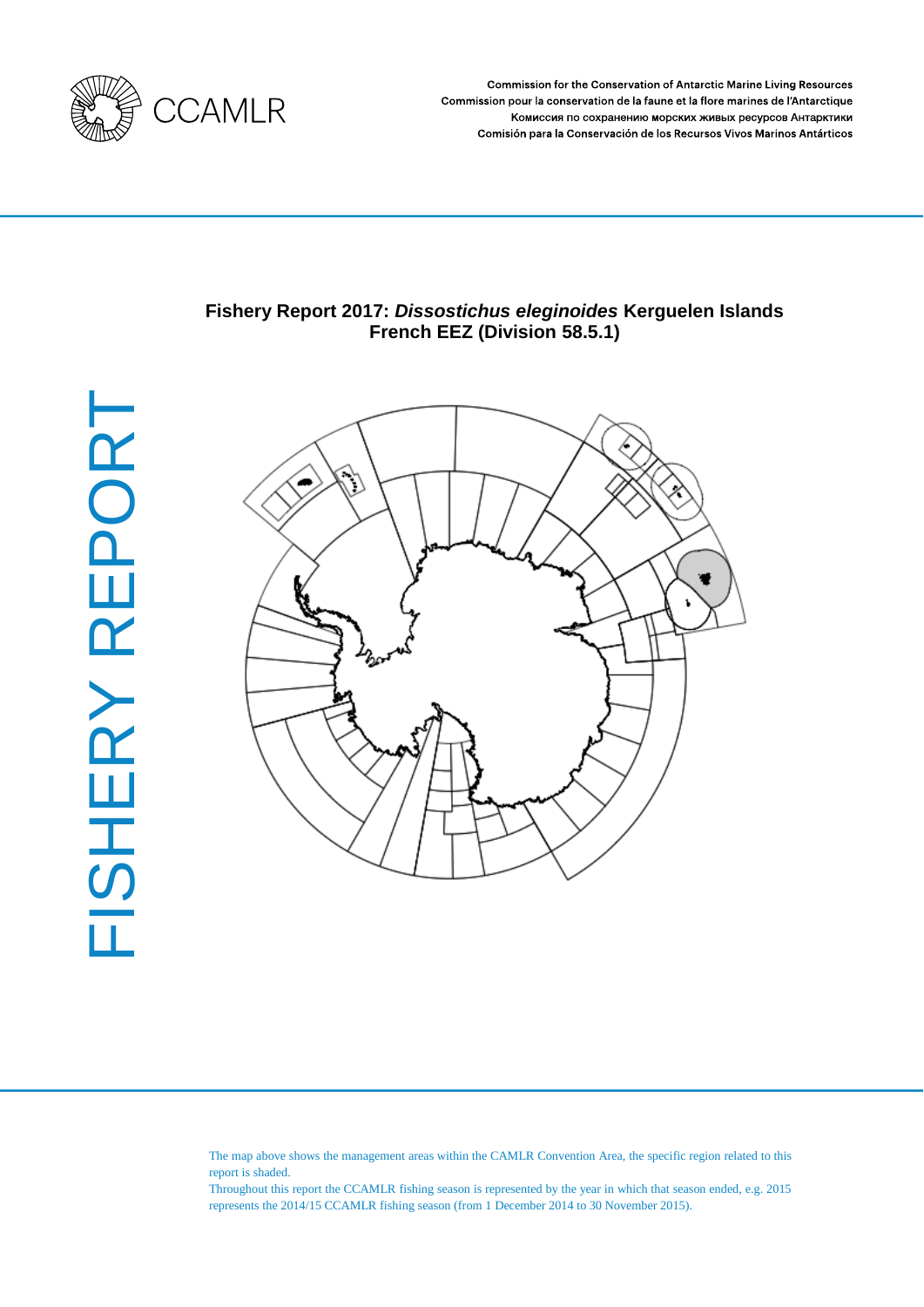CCAMLR

Commission for the Conservation of Antarctic Marine Living Resources
Commission pour la conservation de la faune et la flore marines de l'Antarctique
Комиссия по сохранению морских живых ресурсов Антарктики
Comisión para la Conservación de los Recursos Vivos Marinos Antárticos

FISHERY REPORT

# Fishery Report 2017: *Dissostichus eleginoides* Kerguelen Islands French EEZ (Division 58.5.1)

The map above shows the management areas within the CAMLR Convention Area, the specific region related to this report is shaded.

Throughout this report the CCAMLR fishing season is represented by the year in which that season ended, e.g. 2015 represents the 2014/15 CCAMLR fishing season (from 1 December 2014 to 30 November 2015).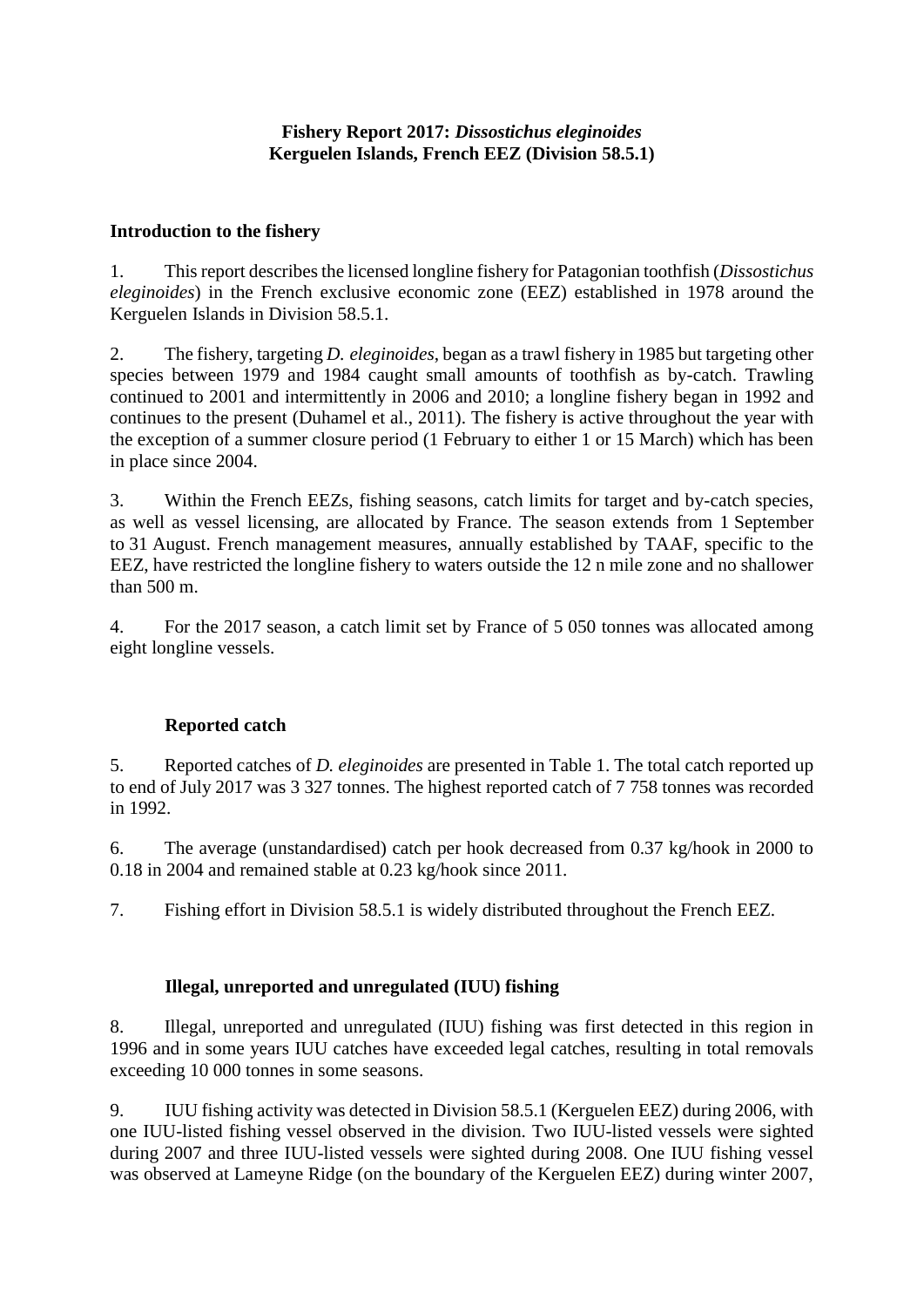**Fishery Report 2017:** ***Dissostichus eleginoides***
**Kerguelen Islands, French EEZ (Division 58.5.1)**

## Introduction to the fishery

1. This report describes the licensed longline fishery for Patagonian toothfish (*Dissostichus eleginoides*) in the French exclusive economic zone (EEZ) established in 1978 around the Kerguelen Islands in Division 58.5.1.

2. The fishery, targeting *D. eleginoides*, began as a trawl fishery in 1985 but targeting other species between 1979 and 1984 caught small amounts of toothfish as by-catch. Trawling continued to 2001 and intermittently in 2006 and 2010; a longline fishery began in 1992 and continues to the present (Duhamel et al., 2011). The fishery is active throughout the year with the exception of a summer closure period (1 February to either 1 or 15 March) which has been in place since 2004.

3. Within the French EEZs, fishing seasons, catch limits for target and by-catch species, as well as vessel licensing, are allocated by France. The season extends from 1 September to 31 August. French management measures, annually established by TAAF, specific to the EEZ, have restricted the longline fishery to waters outside the 12 n mile zone and no shallower than 500 m.

4. For the 2017 season, a catch limit set by France of 5 050 tonnes was allocated among eight longline vessels.

## Reported catch

5. Reported catches of *D. eleginoides* are presented in Table 1. The total catch reported up to end of July 2017 was 3 327 tonnes. The highest reported catch of 7 758 tonnes was recorded in 1992.

6. The average (unstandardised) catch per hook decreased from 0.37 kg/hook in 2000 to 0.18 in 2004 and remained stable at 0.23 kg/hook since 2011.

7. Fishing effort in Division 58.5.1 is widely distributed throughout the French EEZ.

## Illegal, unreported and unregulated (IUU) fishing

8. Illegal, unreported and unregulated (IUU) fishing was first detected in this region in 1996 and in some years IUU catches have exceeded legal catches, resulting in total removals exceeding 10 000 tonnes in some seasons.

9. IUU fishing activity was detected in Division 58.5.1 (Kerguelen EEZ) during 2006, with one IUU-listed fishing vessel observed in the division. Two IUU-listed vessels were sighted during 2007 and three IUU-listed vessels were sighted during 2008. One IUU fishing vessel was observed at Lameyne Ridge (on the boundary of the Kerguelen EEZ) during winter 2007,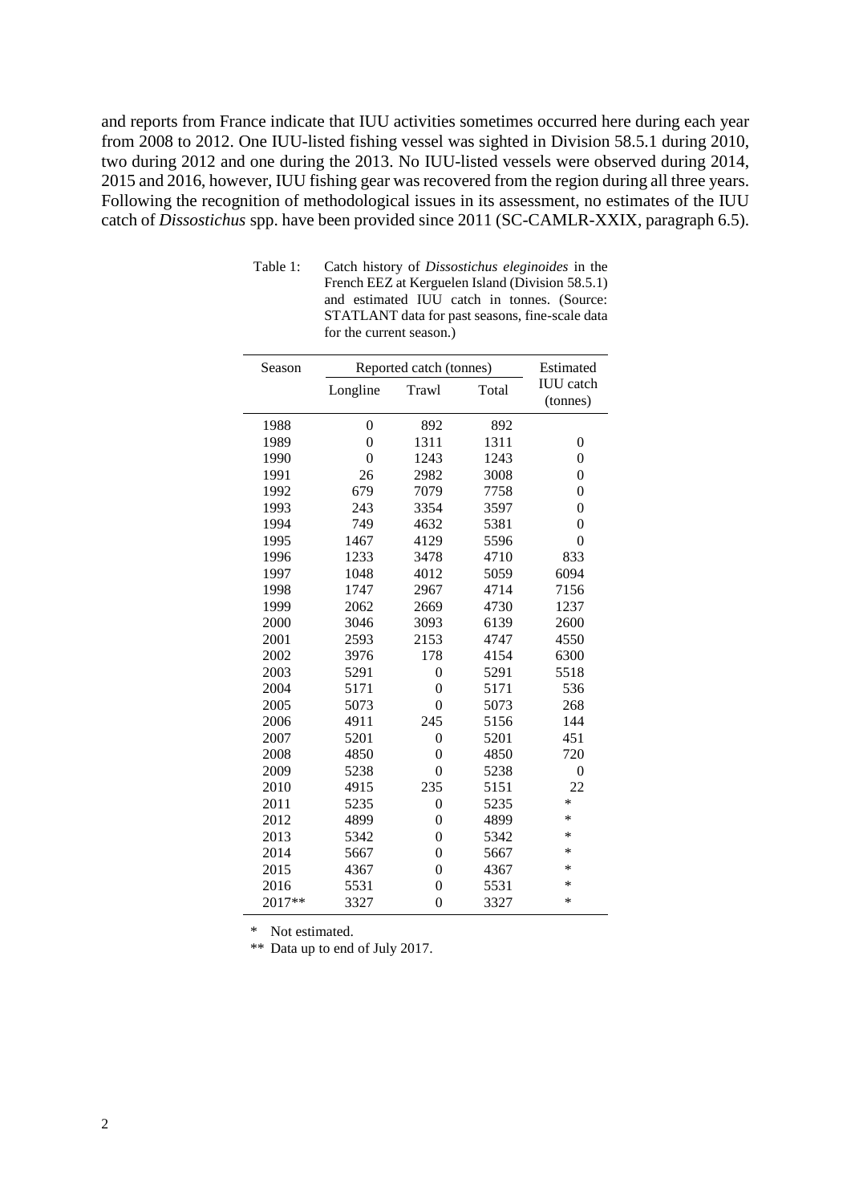and reports from France indicate that IUU activities sometimes occurred here during each year from 2008 to 2012. One IUU-listed fishing vessel was sighted in Division 58.5.1 during 2010, two during 2012 and one during the 2013. No IUU-listed vessels were observed during 2014, 2015 and 2016, however, IUU fishing gear was recovered from the region during all three years. Following the recognition of methodological issues in its assessment, no estimates of the IUU catch of *Dissostichus* spp. have been provided since 2011 (SC-CAMLR-XXIX, paragraph 6.5).

Table 1: Catch history of *Dissostichus eleginoides* in the French EEZ at Kerguelen Island (Division 58.5.1) and estimated IUU catch in tonnes. (Source: STATLANT data for past seasons, fine-scale data for the current season.)

| Season | Reported catch (tonnes) | | | Estimated IUU catch (tonnes) |
|---|---|---|---|---|
| | Longline | Trawl | Total | |
| 1988 | 0 | 892 | 892 | |
| 1989 | 0 | 1311 | 1311 | 0 |
| 1990 | 0 | 1243 | 1243 | 0 |
| 1991 | 26 | 2982 | 3008 | 0 |
| 1992 | 679 | 7079 | 7758 | 0 |
| 1993 | 243 | 3354 | 3597 | 0 |
| 1994 | 749 | 4632 | 5381 | 0 |
| 1995 | 1467 | 4129 | 5596 | 0 |
| 1996 | 1233 | 3478 | 4710 | 833 |
| 1997 | 1048 | 4012 | 5059 | 6094 |
| 1998 | 1747 | 2967 | 4714 | 7156 |
| 1999 | 2062 | 2669 | 4730 | 1237 |
| 2000 | 3046 | 3093 | 6139 | 2600 |
| 2001 | 2593 | 2153 | 4747 | 4550 |
| 2002 | 3976 | 178 | 4154 | 6300 |
| 2003 | 5291 | 0 | 5291 | 5518 |
| 2004 | 5171 | 0 | 5171 | 536 |
| 2005 | 5073 | 0 | 5073 | 268 |
| 2006 | 4911 | 245 | 5156 | 144 |
| 2007 | 5201 | 0 | 5201 | 451 |
| 2008 | 4850 | 0 | 4850 | 720 |
| 2009 | 5238 | 0 | 5238 | 0 |
| 2010 | 4915 | 235 | 5151 | 22 |
| 2011 | 5235 | 0 | 5235 | * |
| 2012 | 4899 | 0 | 4899 | * |
| 2013 | 5342 | 0 | 5342 | * |
| 2014 | 5667 | 0 | 5667 | * |
| 2015 | 4367 | 0 | 4367 | * |
| 2016 | 5531 | 0 | 5531 | * |
| 2017** | 3327 | 0 | 3327 | * |

\* Not estimated.

** Data up to end of July 2017.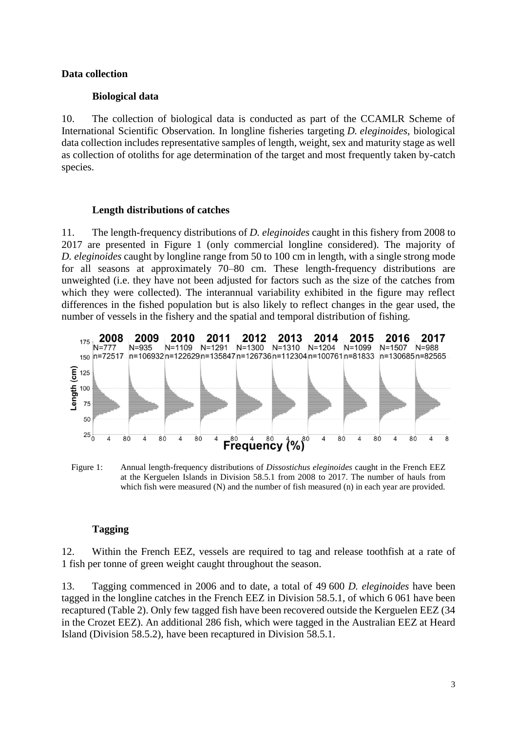## Data collection

### Biological data

10. The collection of biological data is conducted as part of the CCAMLR Scheme of International Scientific Observation. In longline fisheries targeting *D. eleginoides*, biological data collection includes representative samples of length, weight, sex and maturity stage as well as collection of otoliths for age determination of the target and most frequently taken by-catch species.

### Length distributions of catches

11. The length-frequency distributions of *D. eleginoides* caught in this fishery from 2008 to 2017 are presented in Figure 1 (only commercial longline considered). The majority of *D. eleginoides* caught by longline range from 50 to 100 cm in length, with a single strong mode for all seasons at approximately 70–80 cm. These length-frequency distributions are unweighted (i.e. they have not been adjusted for factors such as the size of the catches from which they were collected). The interannual variability exhibited in the figure may reflect differences in the fished population but is also likely to reflect changes in the gear used, the number of vessels in the fishery and the spatial and temporal distribution of fishing.

Figure 1: Annual length-frequency distributions of *Dissostichus eleginoides* caught in the French EEZ at the Kerguelen Islands in Division 58.5.1 from 2008 to 2017. The number of hauls from which fish were measured (N) and the number of fish measured (n) in each year are provided.

### Tagging

12. Within the French EEZ, vessels are required to tag and release toothfish at a rate of 1 fish per tonne of green weight caught throughout the season.

13. Tagging commenced in 2006 and to date, a total of 49 600 *D. eleginoides* have been tagged in the longline catches in the French EEZ in Division 58.5.1, of which 6 061 have been recaptured (Table 2). Only few tagged fish have been recovered outside the Kerguelen EEZ (34 in the Crozet EEZ). An additional 286 fish, which were tagged in the Australian EEZ at Heard Island (Division 58.5.2), have been recaptured in Division 58.5.1.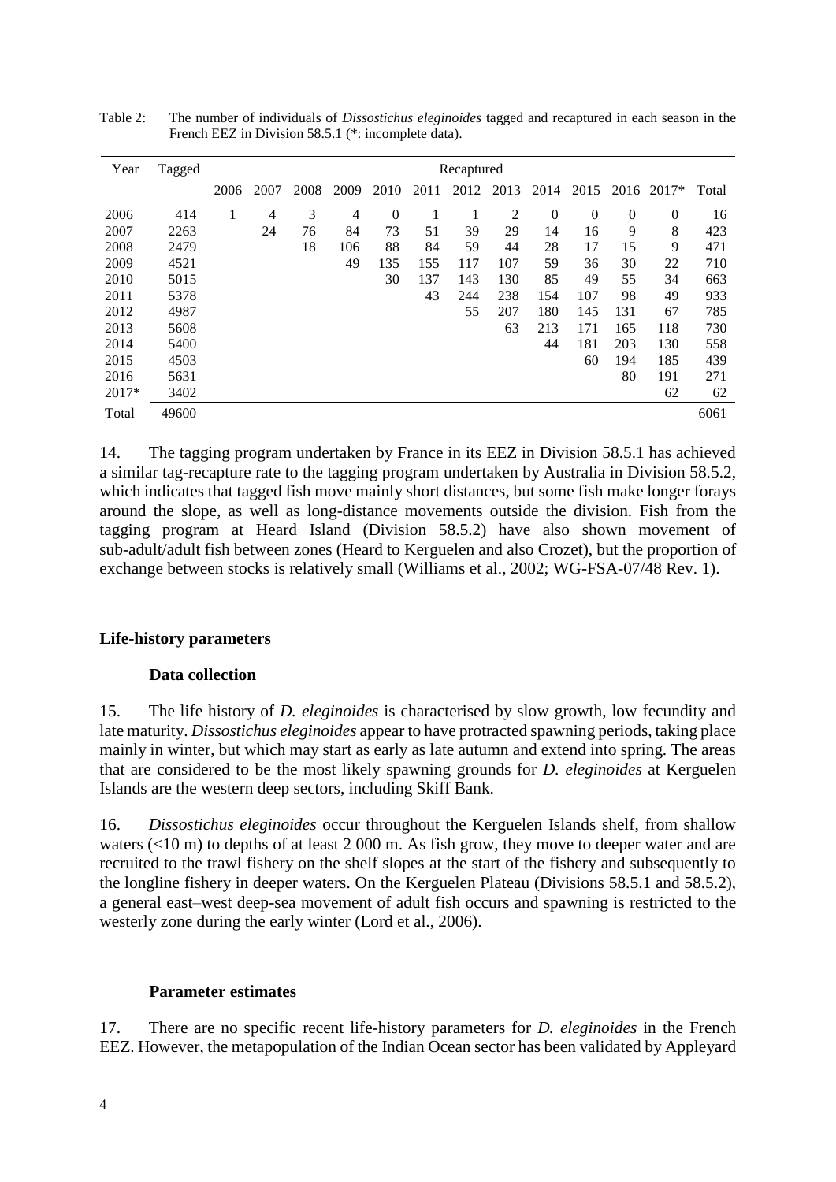Table 2: The number of individuals of *Dissostichus eleginoides* tagged and recaptured in each season in the French EEZ in Division 58.5.1 (*: incomplete data).

| Year | Tagged | Recaptured | | | | | | | | | | | | |
|---|---|---|---|---|---|---|---|---|---|---|---|---|---|---|
| | | 2006 | 2007 | 2008 | 2009 | 2010 | 2011 | 2012 | 2013 | 2014 | 2015 | 2016 | 2017* | Total |
| 2006 | 414 | 1 | 4 | 3 | 4 | 0 | 1 | 1 | 2 | 0 | 0 | 0 | 0 | 16 |
| 2007 | 2263 | | 24 | 76 | 84 | 73 | 51 | 39 | 29 | 14 | 16 | 9 | 8 | 423 |
| 2008 | 2479 | | | 18 | 106 | 88 | 84 | 59 | 44 | 28 | 17 | 15 | 9 | 471 |
| 2009 | 4521 | | | | 49 | 135 | 155 | 117 | 107 | 59 | 36 | 30 | 22 | 710 |
| 2010 | 5015 | | | | | 30 | 137 | 143 | 130 | 85 | 49 | 55 | 34 | 663 |
| 2011 | 5378 | | | | | | 43 | 244 | 238 | 154 | 107 | 98 | 49 | 933 |
| 2012 | 4987 | | | | | | | 55 | 207 | 180 | 145 | 131 | 67 | 785 |
| 2013 | 5608 | | | | | | | | 63 | 213 | 171 | 165 | 118 | 730 |
| 2014 | 5400 | | | | | | | | | 44 | 181 | 203 | 130 | 558 |
| 2015 | 4503 | | | | | | | | | | 60 | 194 | 185 | 439 |
| 2016 | 5631 | | | | | | | | | | | 80 | 191 | 271 |
| 2017* | 3402 | | | | | | | | | | | | 62 | 62 |
| Total | 49600 | | | | | | | | | | | | | 6061 |

14. The tagging program undertaken by France in its EEZ in Division 58.5.1 has achieved a similar tag-recapture rate to the tagging program undertaken by Australia in Division 58.5.2, which indicates that tagged fish move mainly short distances, but some fish make longer forays around the slope, as well as long-distance movements outside the division. Fish from the tagging program at Heard Island (Division 58.5.2) have also shown movement of sub-adult/adult fish between zones (Heard to Kerguelen and also Crozet), but the proportion of exchange between stocks is relatively small (Williams et al., 2002; WG-FSA-07/48 Rev. 1).

## Life-history parameters

### Data collection

15. The life history of *D. eleginoides* is characterised by slow growth, low fecundity and late maturity. *Dissostichus eleginoides* appear to have protracted spawning periods, taking place mainly in winter, but which may start as early as late autumn and extend into spring. The areas that are considered to be the most likely spawning grounds for *D. eleginoides* at Kerguelen Islands are the western deep sectors, including Skiff Bank.

16. *Dissostichus eleginoides* occur throughout the Kerguelen Islands shelf, from shallow waters (<10 m) to depths of at least 2 000 m. As fish grow, they move to deeper water and are recruited to the trawl fishery on the shelf slopes at the start of the fishery and subsequently to the longline fishery in deeper waters. On the Kerguelen Plateau (Divisions 58.5.1 and 58.5.2), a general east–west deep-sea movement of adult fish occurs and spawning is restricted to the westerly zone during the early winter (Lord et al., 2006).

### Parameter estimates

17. There are no specific recent life-history parameters for *D. eleginoides* in the French EEZ. However, the metapopulation of the Indian Ocean sector has been validated by Appleyard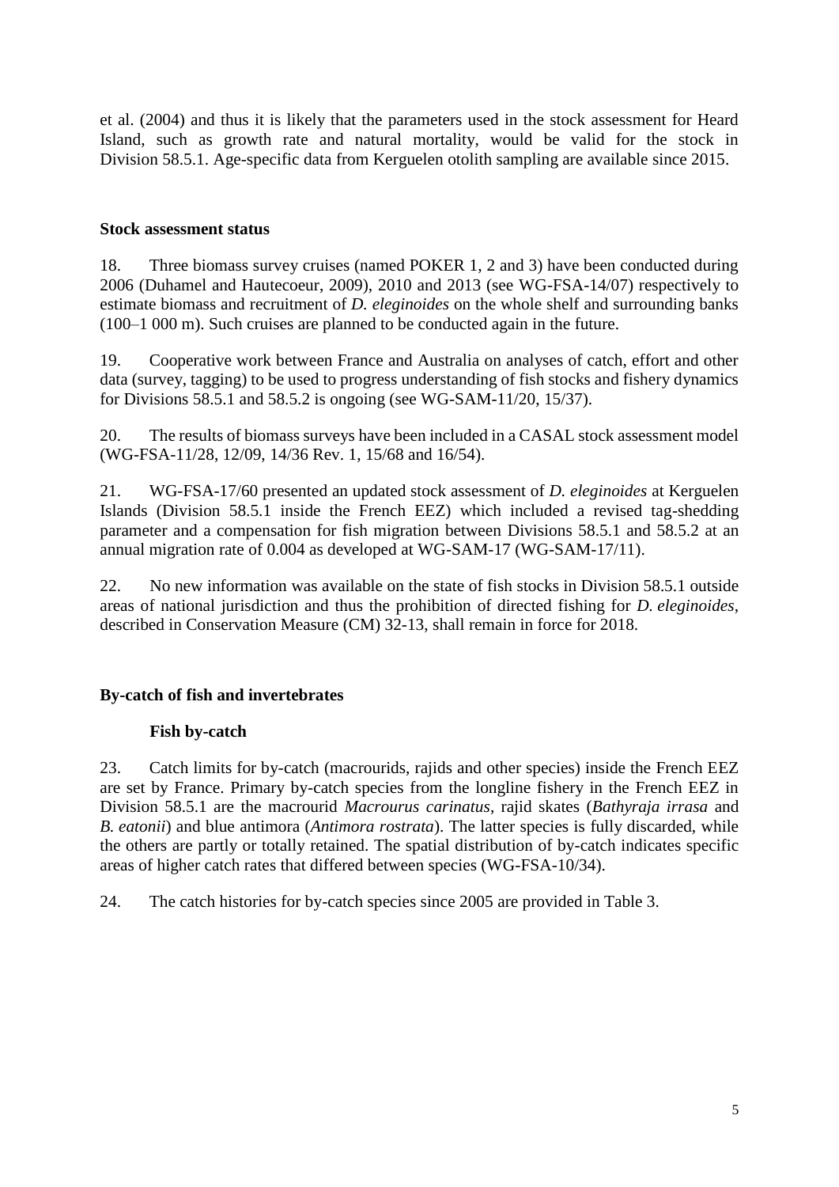et al. (2004) and thus it is likely that the parameters used in the stock assessment for Heard Island, such as growth rate and natural mortality, would be valid for the stock in Division 58.5.1. Age-specific data from Kerguelen otolith sampling are available since 2015.

**Stock assessment status**

18. Three biomass survey cruises (named POKER 1, 2 and 3) have been conducted during 2006 (Duhamel and Hautecoeur, 2009), 2010 and 2013 (see WG-FSA-14/07) respectively to estimate biomass and recruitment of *D. eleginoides* on the whole shelf and surrounding banks (100–1 000 m). Such cruises are planned to be conducted again in the future.

19. Cooperative work between France and Australia on analyses of catch, effort and other data (survey, tagging) to be used to progress understanding of fish stocks and fishery dynamics for Divisions 58.5.1 and 58.5.2 is ongoing (see WG-SAM-11/20, 15/37).

20. The results of biomass surveys have been included in a CASAL stock assessment model (WG-FSA-11/28, 12/09, 14/36 Rev. 1, 15/68 and 16/54).

21. WG-FSA-17/60 presented an updated stock assessment of *D. eleginoides* at Kerguelen Islands (Division 58.5.1 inside the French EEZ) which included a revised tag-shedding parameter and a compensation for fish migration between Divisions 58.5.1 and 58.5.2 at an annual migration rate of 0.004 as developed at WG-SAM-17 (WG-SAM-17/11).

22. No new information was available on the state of fish stocks in Division 58.5.1 outside areas of national jurisdiction and thus the prohibition of directed fishing for *D. eleginoides*, described in Conservation Measure (CM) 32-13, shall remain in force for 2018.

**By-catch of fish and invertebrates**

**Fish by-catch**

23. Catch limits for by-catch (macrourids, rajids and other species) inside the French EEZ are set by France. Primary by-catch species from the longline fishery in the French EEZ in Division 58.5.1 are the macrourid *Macrourus carinatus*, rajid skates (*Bathyraja irrasa* and *B. eatonii*) and blue antimora (*Antimora rostrata*). The latter species is fully discarded, while the others are partly or totally retained. The spatial distribution of by-catch indicates specific areas of higher catch rates that differed between species (WG-FSA-10/34).

24. The catch histories for by-catch species since 2005 are provided in Table 3.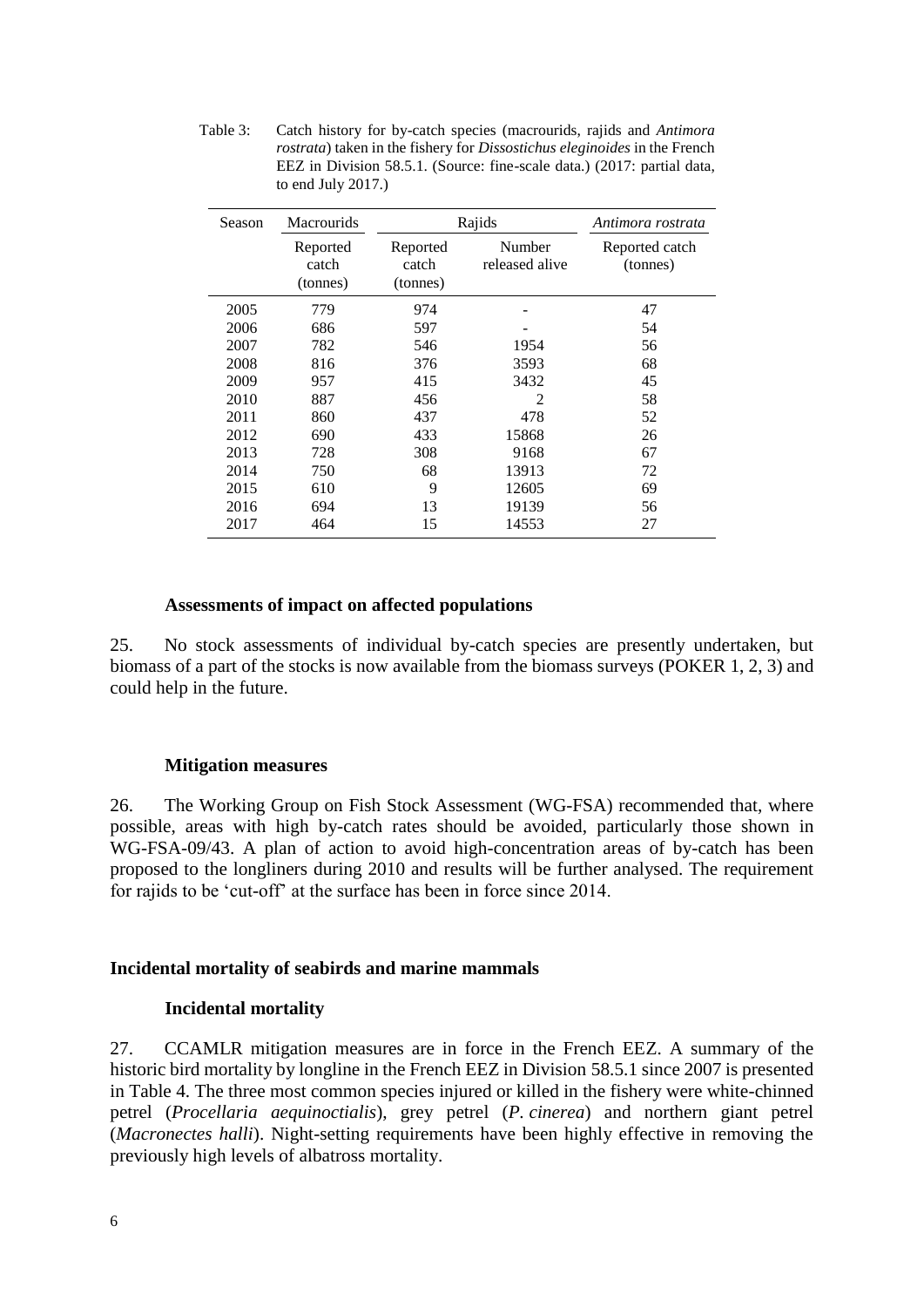Table 3: Catch history for by-catch species (macrourids, rajids and *Antimora rostrata*) taken in the fishery for *Dissostichus eleginoides* in the French EEZ in Division 58.5.1. (Source: fine-scale data.) (2017: partial data, to end July 2017.)

| Season | Macrourids | Rajids | | *Antimora rostrata* |
|---|---|---|---|---|
| | Reported catch (tonnes) | Reported catch (tonnes) | Number released alive | Reported catch (tonnes) |
| 2005 | 779 | 974 | - | 47 |
| 2006 | 686 | 597 | - | 54 |
| 2007 | 782 | 546 | 1954 | 56 |
| 2008 | 816 | 376 | 3593 | 68 |
| 2009 | 957 | 415 | 3432 | 45 |
| 2010 | 887 | 456 | 2 | 58 |
| 2011 | 860 | 437 | 478 | 52 |
| 2012 | 690 | 433 | 15868 | 26 |
| 2013 | 728 | 308 | 9168 | 67 |
| 2014 | 750 | 68 | 13913 | 72 |
| 2015 | 610 | 9 | 12605 | 69 |
| 2016 | 694 | 13 | 19139 | 56 |
| 2017 | 464 | 15 | 14553 | 27 |

### Assessments of impact on affected populations

25. No stock assessments of individual by-catch species are presently undertaken, but biomass of a part of the stocks is now available from the biomass surveys (POKER 1, 2, 3) and could help in the future.

### Mitigation measures

26. The Working Group on Fish Stock Assessment (WG-FSA) recommended that, where possible, areas with high by-catch rates should be avoided, particularly those shown in WG-FSA-09/43. A plan of action to avoid high-concentration areas of by-catch has been proposed to the longliners during 2010 and results will be further analysed. The requirement for rajids to be 'cut-off' at the surface has been in force since 2014.

## Incidental mortality of seabirds and marine mammals

### Incidental mortality

27. CCAMLR mitigation measures are in force in the French EEZ. A summary of the historic bird mortality by longline in the French EEZ in Division 58.5.1 since 2007 is presented in Table 4. The three most common species injured or killed in the fishery were white-chinned petrel (*Procellaria aequinoctialis*), grey petrel (*P. cinerea*) and northern giant petrel (*Macronectes halli*). Night-setting requirements have been highly effective in removing the previously high levels of albatross mortality.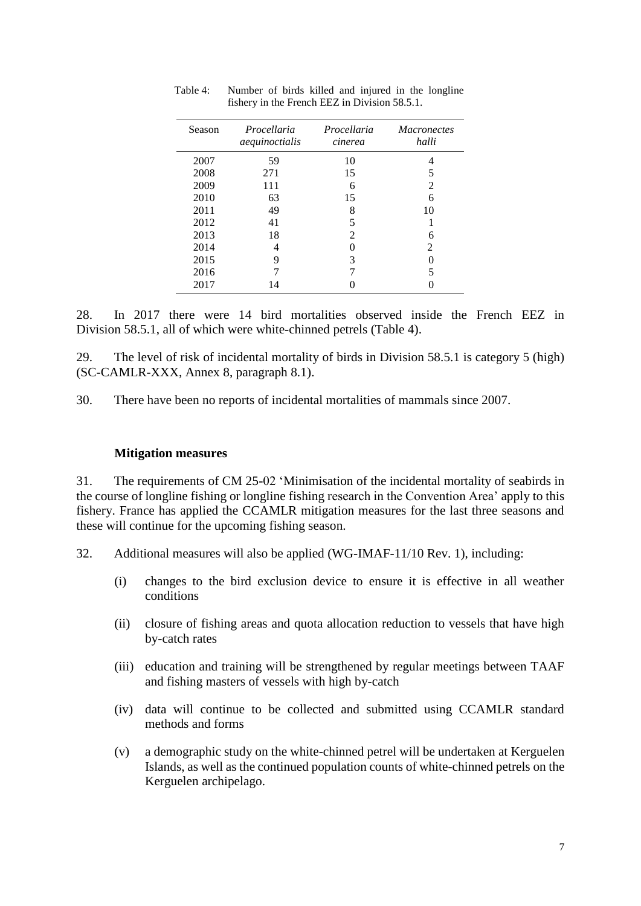Table 4: Number of birds killed and injured in the longline fishery in the French EEZ in Division 58.5.1.

| Season | *Procellaria aequinoctialis* | *Procellaria cinerea* | *Macronectes halli* |
|---|---|---|---|
| 2007 | 59 | 10 | 4 |
| 2008 | 271 | 15 | 5 |
| 2009 | 111 | 6 | 2 |
| 2010 | 63 | 15 | 6 |
| 2011 | 49 | 8 | 10 |
| 2012 | 41 | 5 | 1 |
| 2013 | 18 | 2 | 6 |
| 2014 | 4 | 0 | 2 |
| 2015 | 9 | 3 | 0 |
| 2016 | 7 | 7 | 5 |
| 2017 | 14 | 0 | 0 |

28. In 2017 there were 14 bird mortalities observed inside the French EEZ in Division 58.5.1, all of which were white-chinned petrels (Table 4).

29. The level of risk of incidental mortality of birds in Division 58.5.1 is category 5 (high) (SC-CAMLR-XXX, Annex 8, paragraph 8.1).

30. There have been no reports of incidental mortalities of mammals since 2007.

### Mitigation measures

31. The requirements of CM 25-02 'Minimisation of the incidental mortality of seabirds in the course of longline fishing or longline fishing research in the Convention Area' apply to this fishery. France has applied the CCAMLR mitigation measures for the last three seasons and these will continue for the upcoming fishing season.

32. Additional measures will also be applied (WG-IMAF-11/10 Rev. 1), including:

- (i) changes to the bird exclusion device to ensure it is effective in all weather conditions
- (ii) closure of fishing areas and quota allocation reduction to vessels that have high by-catch rates
- (iii) education and training will be strengthened by regular meetings between TAAF and fishing masters of vessels with high by-catch
- (iv) data will continue to be collected and submitted using CCAMLR standard methods and forms
- (v) a demographic study on the white-chinned petrel will be undertaken at Kerguelen Islands, as well as the continued population counts of white-chinned petrels on the Kerguelen archipelago.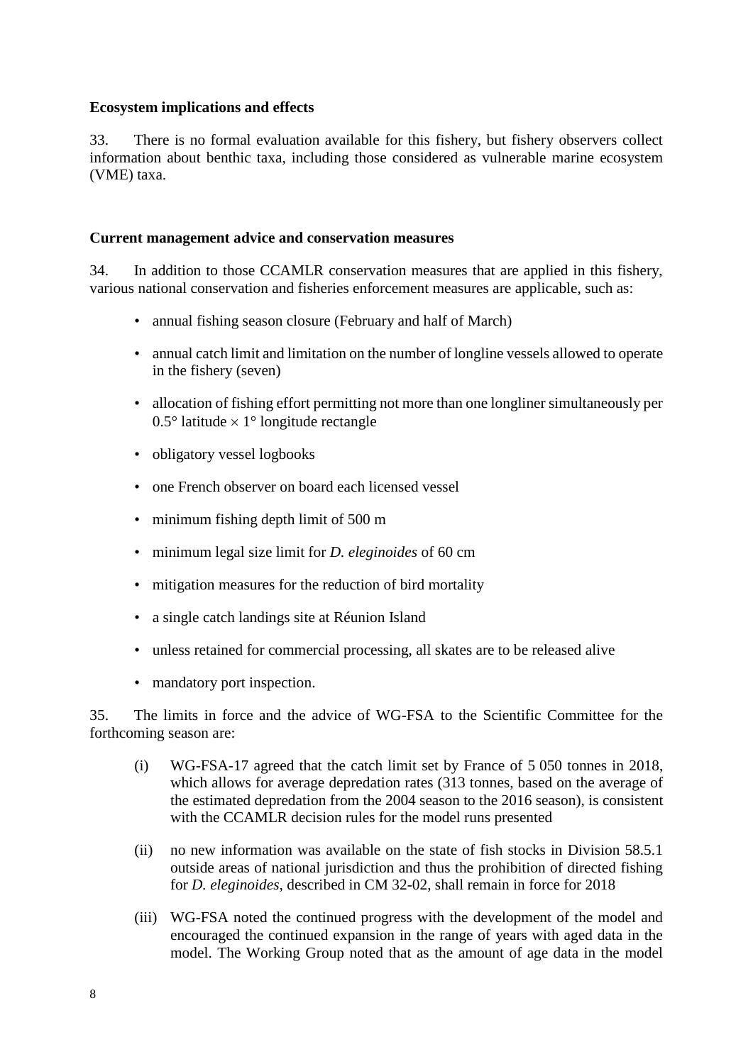**Ecosystem implications and effects**

33. There is no formal evaluation available for this fishery, but fishery observers collect information about benthic taxa, including those considered as vulnerable marine ecosystem (VME) taxa.

**Current management advice and conservation measures**

34. In addition to those CCAMLR conservation measures that are applied in this fishery, various national conservation and fisheries enforcement measures are applicable, such as:

- annual fishing season closure (February and half of March)
- annual catch limit and limitation on the number of longline vessels allowed to operate in the fishery (seven)
- allocation of fishing effort permitting not more than one longliner simultaneously per 0.5° latitude × 1° longitude rectangle
- obligatory vessel logbooks
- one French observer on board each licensed vessel
- minimum fishing depth limit of 500 m
- minimum legal size limit for *D. eleginoides* of 60 cm
- mitigation measures for the reduction of bird mortality
- a single catch landings site at Réunion Island
- unless retained for commercial processing, all skates are to be released alive
- mandatory port inspection.

35. The limits in force and the advice of WG-FSA to the Scientific Committee for the forthcoming season are:

(i) WG-FSA-17 agreed that the catch limit set by France of 5 050 tonnes in 2018, which allows for average depredation rates (313 tonnes, based on the average of the estimated depredation from the 2004 season to the 2016 season), is consistent with the CCAMLR decision rules for the model runs presented

(ii) no new information was available on the state of fish stocks in Division 58.5.1 outside areas of national jurisdiction and thus the prohibition of directed fishing for *D. eleginoides*, described in CM 32-02, shall remain in force for 2018

(iii) WG-FSA noted the continued progress with the development of the model and encouraged the continued expansion in the range of years with aged data in the model. The Working Group noted that as the amount of age data in the model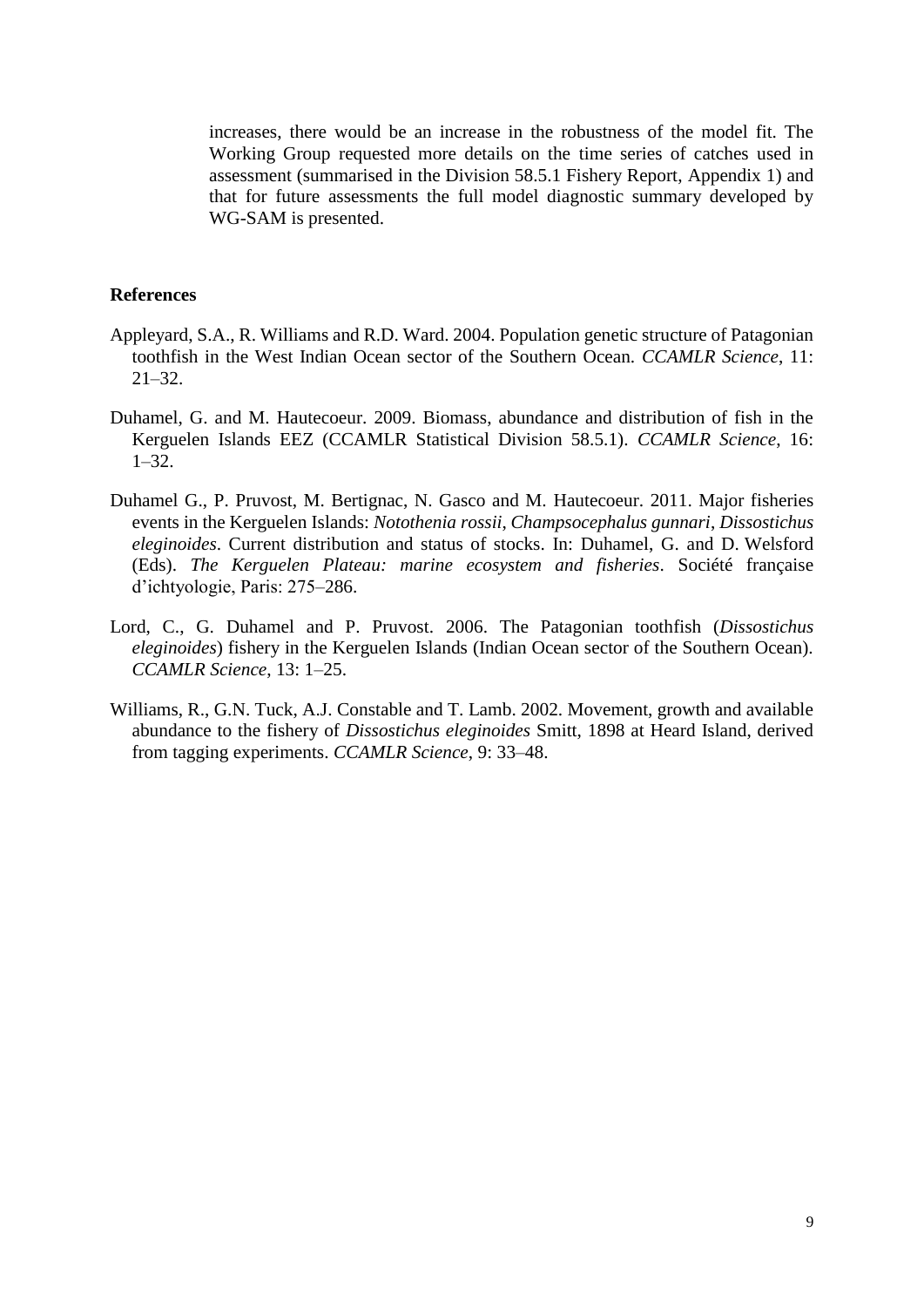increases, there would be an increase in the robustness of the model fit. The Working Group requested more details on the time series of catches used in assessment (summarised in the Division 58.5.1 Fishery Report, Appendix 1) and that for future assessments the full model diagnostic summary developed by WG-SAM is presented.

## References

Appleyard, S.A., R. Williams and R.D. Ward. 2004. Population genetic structure of Patagonian toothfish in the West Indian Ocean sector of the Southern Ocean. *CCAMLR Science*, 11: 21–32.

Duhamel, G. and M. Hautecoeur. 2009. Biomass, abundance and distribution of fish in the Kerguelen Islands EEZ (CCAMLR Statistical Division 58.5.1). *CCAMLR Science*, 16: 1–32.

Duhamel G., P. Pruvost, M. Bertignac, N. Gasco and M. Hautecoeur. 2011. Major fisheries events in the Kerguelen Islands: *Notothenia rossii*, *Champsocephalus gunnari*, *Dissostichus eleginoides*. Current distribution and status of stocks. In: Duhamel, G. and D. Welsford (Eds). *The Kerguelen Plateau: marine ecosystem and fisheries*. Société française d'ichtyologie, Paris: 275–286.

Lord, C., G. Duhamel and P. Pruvost. 2006. The Patagonian toothfish (*Dissostichus eleginoides*) fishery in the Kerguelen Islands (Indian Ocean sector of the Southern Ocean). *CCAMLR Science*, 13: 1–25.

Williams, R., G.N. Tuck, A.J. Constable and T. Lamb. 2002. Movement, growth and available abundance to the fishery of *Dissostichus eleginoides* Smitt, 1898 at Heard Island, derived from tagging experiments. *CCAMLR Science*, 9: 33–48.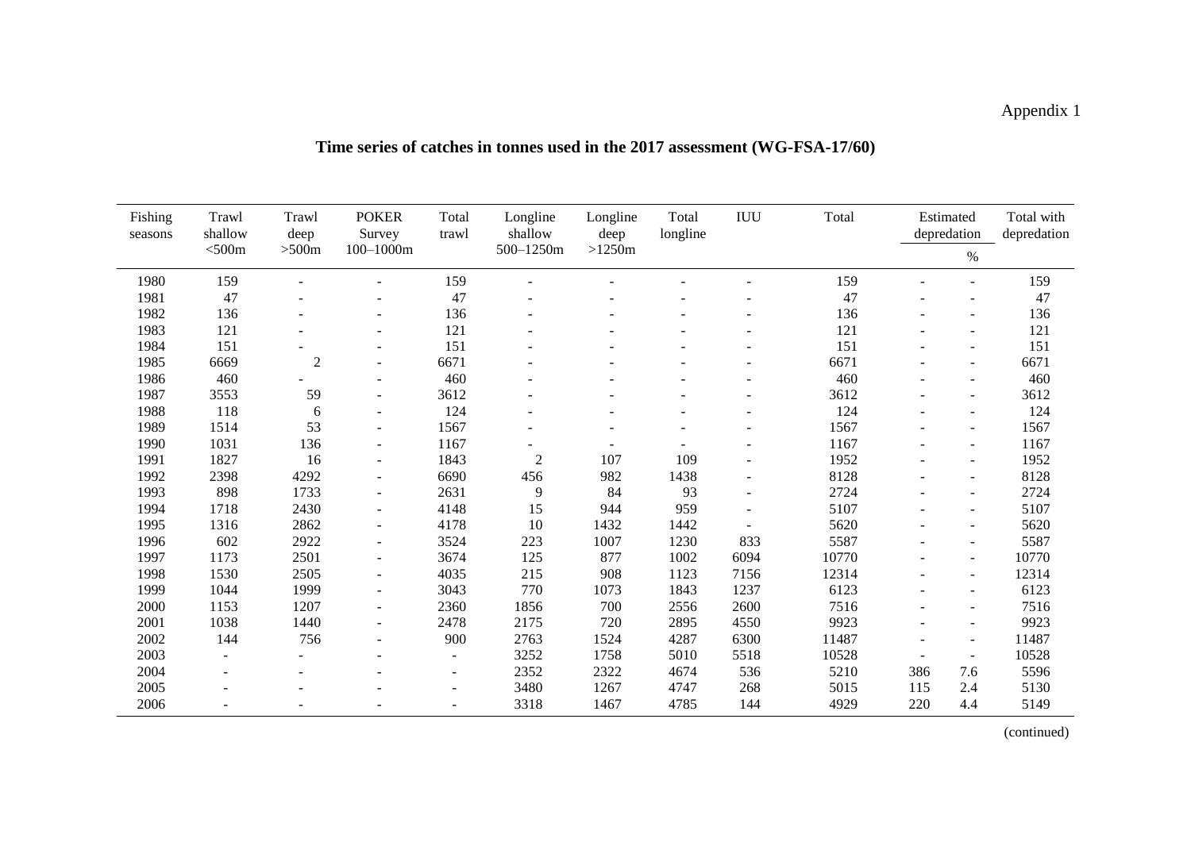Appendix 1

## Time series of catches in tonnes used in the 2017 assessment (WG-FSA-17/60)

| Fishing seasons | Trawl shallow <500m | Trawl deep >500m | POKER Survey 100–1000m | Total trawl | Longline shallow 500–1250m | Longline deep >1250m | Total longline | IUU | Total | Estimated depredation | | Total with depredation |
|---|---|---|---|---|---|---|---|---|---|---|---|---|
| | | | | | | | | | | | % | |
| 1980 | 159 | - | - | 159 | - | - | - | - | 159 | - | - | 159 |
| 1981 | 47 | - | - | 47 | - | - | - | - | 47 | - | - | 47 |
| 1982 | 136 | - | - | 136 | - | - | - | - | 136 | - | - | 136 |
| 1983 | 121 | - | - | 121 | - | - | - | - | 121 | - | - | 121 |
| 1984 | 151 | - | - | 151 | - | - | - | - | 151 | - | - | 151 |
| 1985 | 6669 | 2 | - | 6671 | - | - | - | - | 6671 | - | - | 6671 |
| 1986 | 460 | - | - | 460 | - | - | - | - | 460 | - | - | 460 |
| 1987 | 3553 | 59 | - | 3612 | - | - | - | - | 3612 | - | - | 3612 |
| 1988 | 118 | 6 | - | 124 | - | - | - | - | 124 | - | - | 124 |
| 1989 | 1514 | 53 | - | 1567 | - | - | - | - | 1567 | - | - | 1567 |
| 1990 | 1031 | 136 | - | 1167 | - | - | - | - | 1167 | - | - | 1167 |
| 1991 | 1827 | 16 | - | 1843 | 2 | 107 | 109 | - | 1952 | - | - | 1952 |
| 1992 | 2398 | 4292 | - | 6690 | 456 | 982 | 1438 | - | 8128 | - | - | 8128 |
| 1993 | 898 | 1733 | - | 2631 | 9 | 84 | 93 | - | 2724 | - | - | 2724 |
| 1994 | 1718 | 2430 | - | 4148 | 15 | 944 | 959 | - | 5107 | - | - | 5107 |
| 1995 | 1316 | 2862 | - | 4178 | 10 | 1432 | 1442 | - | 5620 | - | - | 5620 |
| 1996 | 602 | 2922 | - | 3524 | 223 | 1007 | 1230 | 833 | 5587 | - | - | 5587 |
| 1997 | 1173 | 2501 | - | 3674 | 125 | 877 | 1002 | 6094 | 10770 | - | - | 10770 |
| 1998 | 1530 | 2505 | - | 4035 | 215 | 908 | 1123 | 7156 | 12314 | - | - | 12314 |
| 1999 | 1044 | 1999 | - | 3043 | 770 | 1073 | 1843 | 1237 | 6123 | - | - | 6123 |
| 2000 | 1153 | 1207 | - | 2360 | 1856 | 700 | 2556 | 2600 | 7516 | - | - | 7516 |
| 2001 | 1038 | 1440 | - | 2478 | 2175 | 720 | 2895 | 4550 | 9923 | - | - | 9923 |
| 2002 | 144 | 756 | - | 900 | 2763 | 1524 | 4287 | 6300 | 11487 | - | - | 11487 |
| 2003 | - | - | - | - | 3252 | 1758 | 5010 | 5518 | 10528 | - | - | 10528 |
| 2004 | - | - | - | - | 2352 | 2322 | 4674 | 536 | 5210 | 386 | 7.6 | 5596 |
| 2005 | - | - | - | - | 3480 | 1267 | 4747 | 268 | 5015 | 115 | 2.4 | 5130 |
| 2006 | - | - | - | - | 3318 | 1467 | 4785 | 144 | 4929 | 220 | 4.4 | 5149 |

(continued)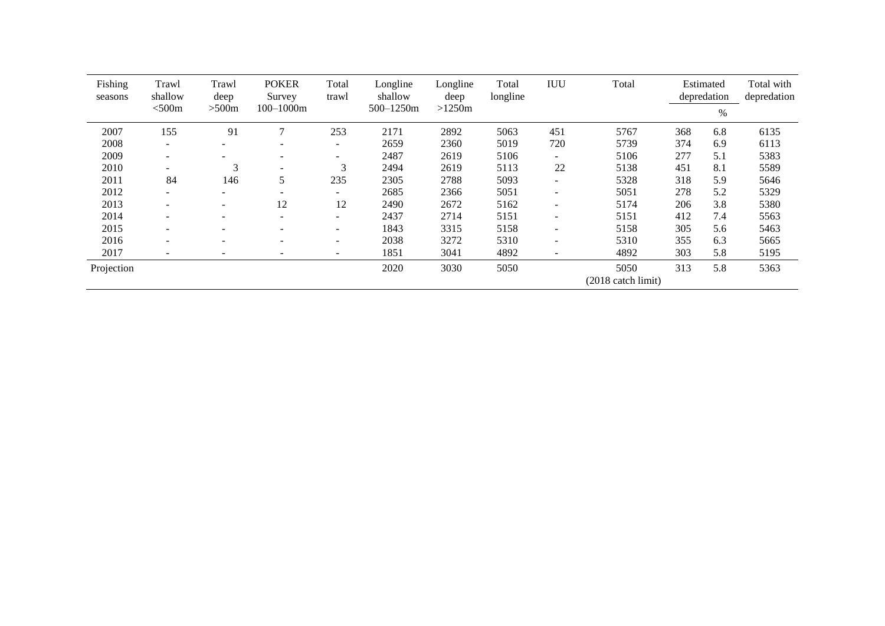| Fishing seasons | Trawl shallow <500m | Trawl deep >500m | POKER Survey 100–1000m | Total trawl | Longline shallow 500–1250m | Longline deep >1250m | Total longline | IUU | Total | Estimated depredation | | Total with depredation |
|---|---|---|---|---|---|---|---|---|---|---|---|---|
| | | | | | | | | | | | % | |
| 2007 | 155 | 91 | 7 | 253 | 2171 | 2892 | 5063 | 451 | 5767 | 368 | 6.8 | 6135 |
| 2008 | - | - | - | - | 2659 | 2360 | 5019 | 720 | 5739 | 374 | 6.9 | 6113 |
| 2009 | - | - | - | - | 2487 | 2619 | 5106 | - | 5106 | 277 | 5.1 | 5383 |
| 2010 | - | 3 | - | 3 | 2494 | 2619 | 5113 | 22 | 5138 | 451 | 8.1 | 5589 |
| 2011 | 84 | 146 | 5 | 235 | 2305 | 2788 | 5093 | - | 5328 | 318 | 5.9 | 5646 |
| 2012 | - | - | - | - | 2685 | 2366 | 5051 | - | 5051 | 278 | 5.2 | 5329 |
| 2013 | - | - | 12 | 12 | 2490 | 2672 | 5162 | - | 5174 | 206 | 3.8 | 5380 |
| 2014 | - | - | - | - | 2437 | 2714 | 5151 | - | 5151 | 412 | 7.4 | 5563 |
| 2015 | - | - | - | - | 1843 | 3315 | 5158 | - | 5158 | 305 | 5.6 | 5463 |
| 2016 | - | - | - | - | 2038 | 3272 | 5310 | - | 5310 | 355 | 6.3 | 5665 |
| 2017 | - | - | - | - | 1851 | 3041 | 4892 | - | 4892 | 303 | 5.8 | 5195 |
| Projection | | | | | 2020 | 3030 | 5050 | | 5050 (2018 catch limit) | 313 | 5.8 | 5363 |